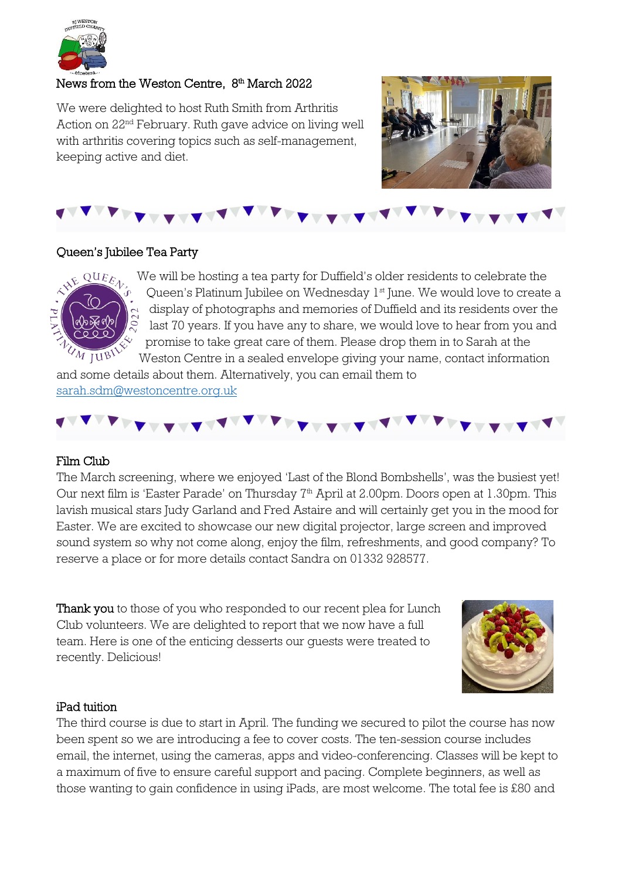News from the Weston Centre, 8th March 2022

We were delighted to host Ruth Smith from Arthritis Action on 22nd February. Ruth gave advice on living well with arthritis covering topics such as self-management, keeping active and diet.

## Queen's Jubilee Tea Party

We will be hosting a tea party for Duffield's older residents to celebrate the Queen's Platinum Jubilee on Wednesday 1st June. We would love to create a display of photographs and memories of Duffield and its residents over the last 70 years. If you have any to share, we would love to hear from you and promise to take great care of them. Please drop them in to Sarah at the Weston Centre in a sealed envelope giving your name, contact information and some details about them. Alternatively, you can email them to sarah.sdm@westoncentre.org.uk

## Film Club

The March screening, where we enjoyed 'Last of the Blond Bombshells', was the busiest yet! Our next film is 'Easter Parade' on Thursday 7th April at 2.00pm. Doors open at 1.30pm. This lavish musical stars Judy Garland and Fred Astaire and will certainly get you in the mood for Easter. We are excited to showcase our new digital projector, large screen and improved sound system so why not come along, enjoy the film, refreshments, and good company? To reserve a place or for more details contact Sandra on 01332 928577.

**Thank you** to those of you who responded to our recent plea for Lunch Club volunteers. We are delighted to report that we now have a full team. Here is one of the enticing desserts our guests were treated to recently. Delicious!

## iPad tuition

The third course is due to start in April. The funding we secured to pilot the course has now been spent so we are introducing a fee to cover costs. The ten-session course includes email, the internet, using the cameras, apps and video-conferencing. Classes will be kept to a maximum of five to ensure careful support and pacing. Complete beginners, as well as those wanting to gain confidence in using iPads, are most welcome. The total fee is £80 and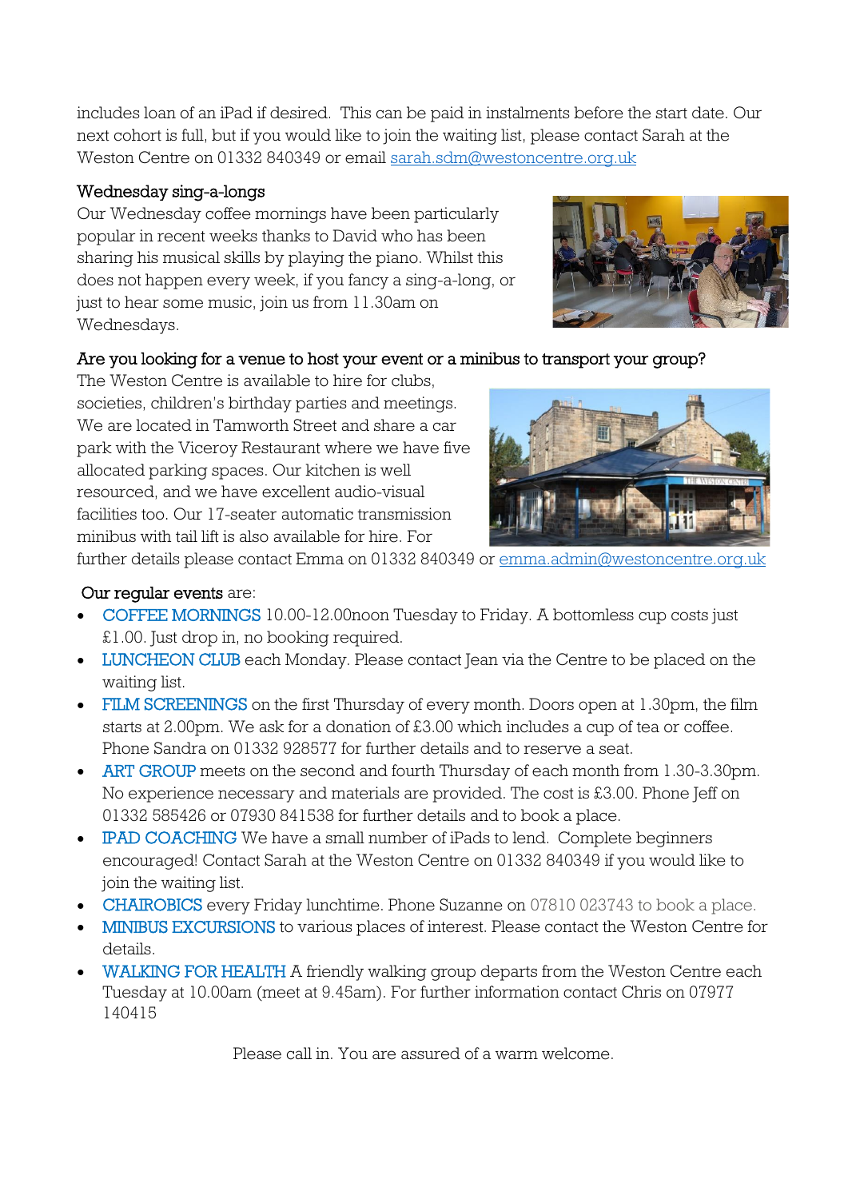includes loan of an iPad if desired. This can be paid in instalments before the start date. Our next cohort is full, but if you would like to join the waiting list, please contact Sarah at the Weston Centre on 01332 840349 or email sarah.sdm@westoncentre.org.uk

### Wednesday sing-a-longs

Our Wednesday coffee mornings have been particularly popular in recent weeks thanks to David who has been sharing his musical skills by playing the piano. Whilst this does not happen every week, if you fancy a sing-a-long, or just to hear some music, join us from 11.30am on Wednesdays.

### Are you looking for a venue to host your event or a minibus to transport your group?

The Weston Centre is available to hire for clubs, societies, children's birthday parties and meetings. We are located in Tamworth Street and share a car park with the Viceroy Restaurant where we have five allocated parking spaces. Our kitchen is well resourced, and we have excellent audio-visual facilities too. Our 17-seater automatic transmission minibus with tail lift is also available for hire. For further details please contact Emma on 01332 840349 or emma.admin@westoncentre.org.uk

### Our regular events are:

- COFFEE MORNINGS 10.00-12.00noon Tuesday to Friday. A bottomless cup costs just £1.00. Just drop in, no booking required.
- LUNCHEON CLUB each Monday. Please contact Jean via the Centre to be placed on the waiting list.
- FILM SCREENINGS on the first Thursday of every month. Doors open at 1.30pm, the film starts at 2.00pm. We ask for a donation of £3.00 which includes a cup of tea or coffee. Phone Sandra on 01332 928577 for further details and to reserve a seat.
- ART GROUP meets on the second and fourth Thursday of each month from 1.30-3.30pm. No experience necessary and materials are provided. The cost is £3.00. Phone Jeff on 01332 585426 or 07930 841538 for further details and to book a place.
- IPAD COACHING We have a small number of iPads to lend. Complete beginners encouraged! Contact Sarah at the Weston Centre on 01332 840349 if you would like to join the waiting list.
- CHAIROBICS every Friday lunchtime. Phone Suzanne on 07810 023743 to book a place.
- MINIBUS EXCURSIONS to various places of interest. Please contact the Weston Centre for details.
- WALKING FOR HEALTH A friendly walking group departs from the Weston Centre each Tuesday at 10.00am (meet at 9.45am). For further information contact Chris on 07977 140415

Please call in. You are assured of a warm welcome.